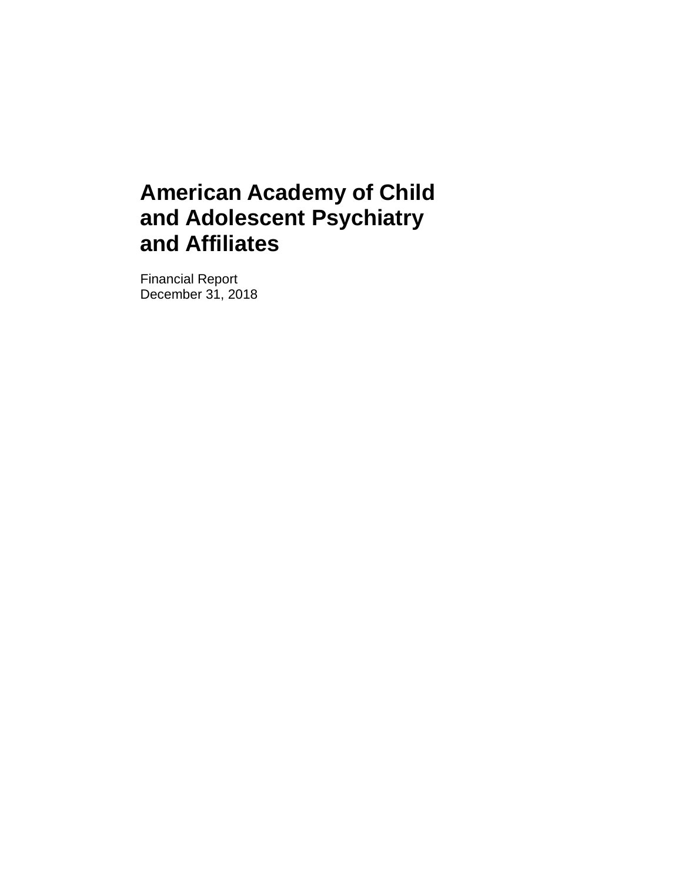# American Academy of Child and Adolescent Psychiatry and Affiliates

Financial Report
December 31, 2018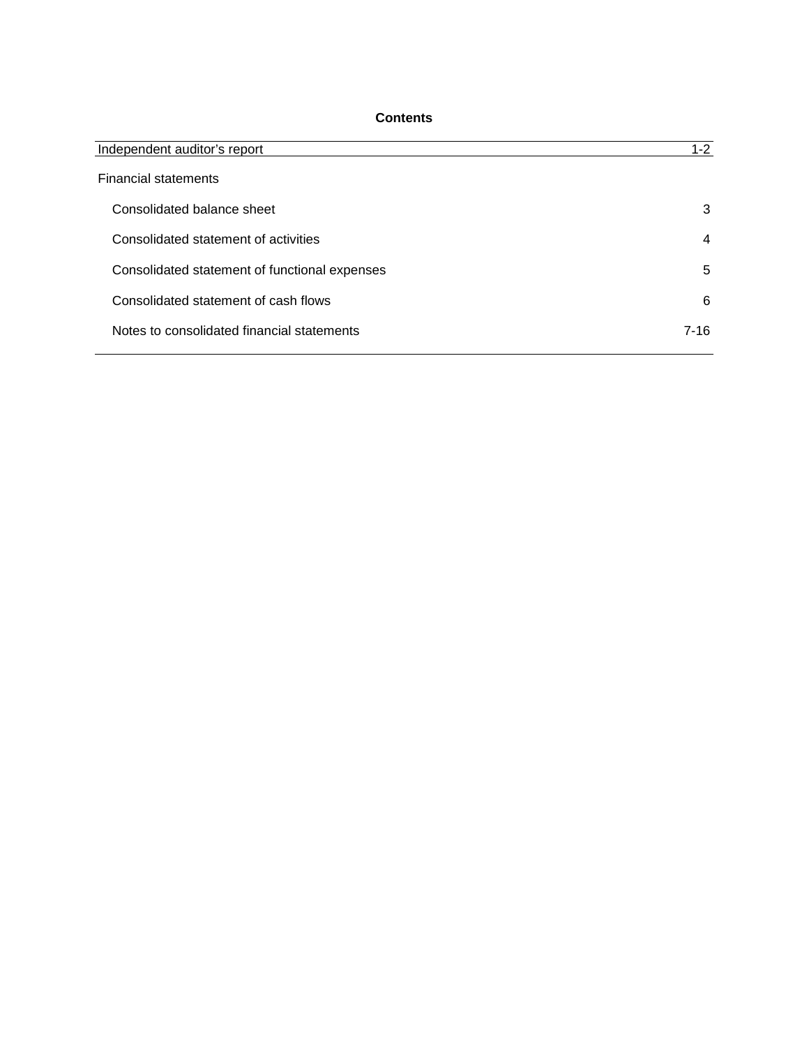# Contents

| | |
|---|---|
| Independent auditor's report | 1-2 |
| Financial statements | |
| Consolidated balance sheet | 3 |
| Consolidated statement of activities | 4 |
| Consolidated statement of functional expenses | 5 |
| Consolidated statement of cash flows | 6 |
| Notes to consolidated financial statements | 7-16 |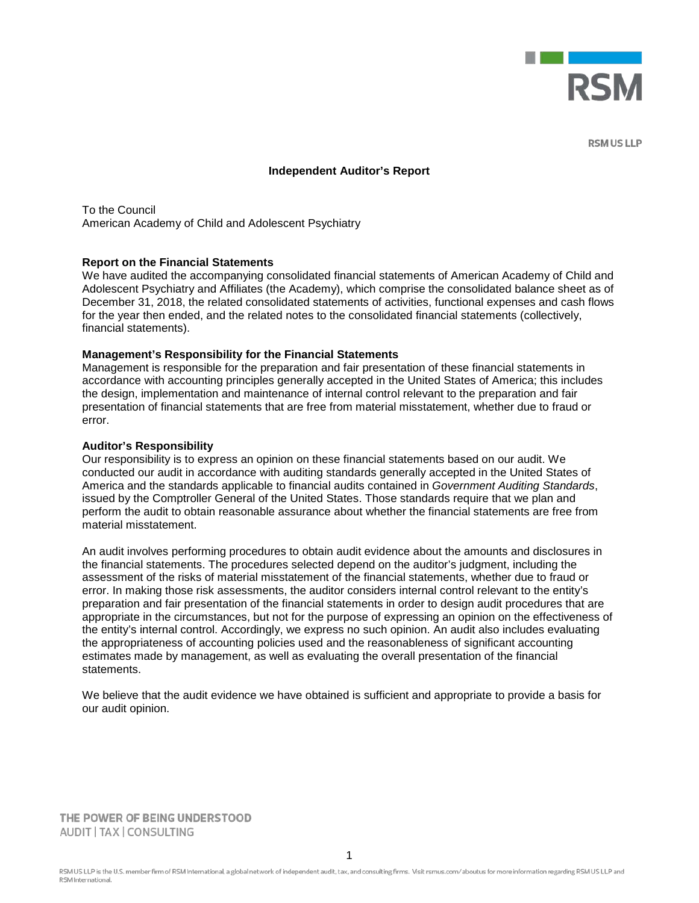RSM US LLP

# Independent Auditor's Report

To the Council
American Academy of Child and Adolescent Psychiatry

### Report on the Financial Statements

We have audited the accompanying consolidated financial statements of American Academy of Child and Adolescent Psychiatry and Affiliates (the Academy), which comprise the consolidated balance sheet as of December 31, 2018, the related consolidated statements of activities, functional expenses and cash flows for the year then ended, and the related notes to the consolidated financial statements (collectively, financial statements).

### Management's Responsibility for the Financial Statements

Management is responsible for the preparation and fair presentation of these financial statements in accordance with accounting principles generally accepted in the United States of America; this includes the design, implementation and maintenance of internal control relevant to the preparation and fair presentation of financial statements that are free from material misstatement, whether due to fraud or error.

### Auditor's Responsibility

Our responsibility is to express an opinion on these financial statements based on our audit. We conducted our audit in accordance with auditing standards generally accepted in the United States of America and the standards applicable to financial audits contained in *Government Auditing Standards*, issued by the Comptroller General of the United States. Those standards require that we plan and perform the audit to obtain reasonable assurance about whether the financial statements are free from material misstatement.

An audit involves performing procedures to obtain audit evidence about the amounts and disclosures in the financial statements. The procedures selected depend on the auditor's judgment, including the assessment of the risks of material misstatement of the financial statements, whether due to fraud or error. In making those risk assessments, the auditor considers internal control relevant to the entity's preparation and fair presentation of the financial statements in order to design audit procedures that are appropriate in the circumstances, but not for the purpose of expressing an opinion on the effectiveness of the entity's internal control. Accordingly, we express no such opinion. An audit also includes evaluating the appropriateness of accounting policies used and the reasonableness of significant accounting estimates made by management, as well as evaluating the overall presentation of the financial statements.

We believe that the audit evidence we have obtained is sufficient and appropriate to provide a basis for our audit opinion.

THE POWER OF BEING UNDERSTOOD
AUDIT | TAX | CONSULTING

RSM US LLP is the U.S. member firm of RSM International, a global network of independent audit, tax, and consulting firms. Visit rsmus.com/aboutus for more information regarding RSM US LLP and RSM International.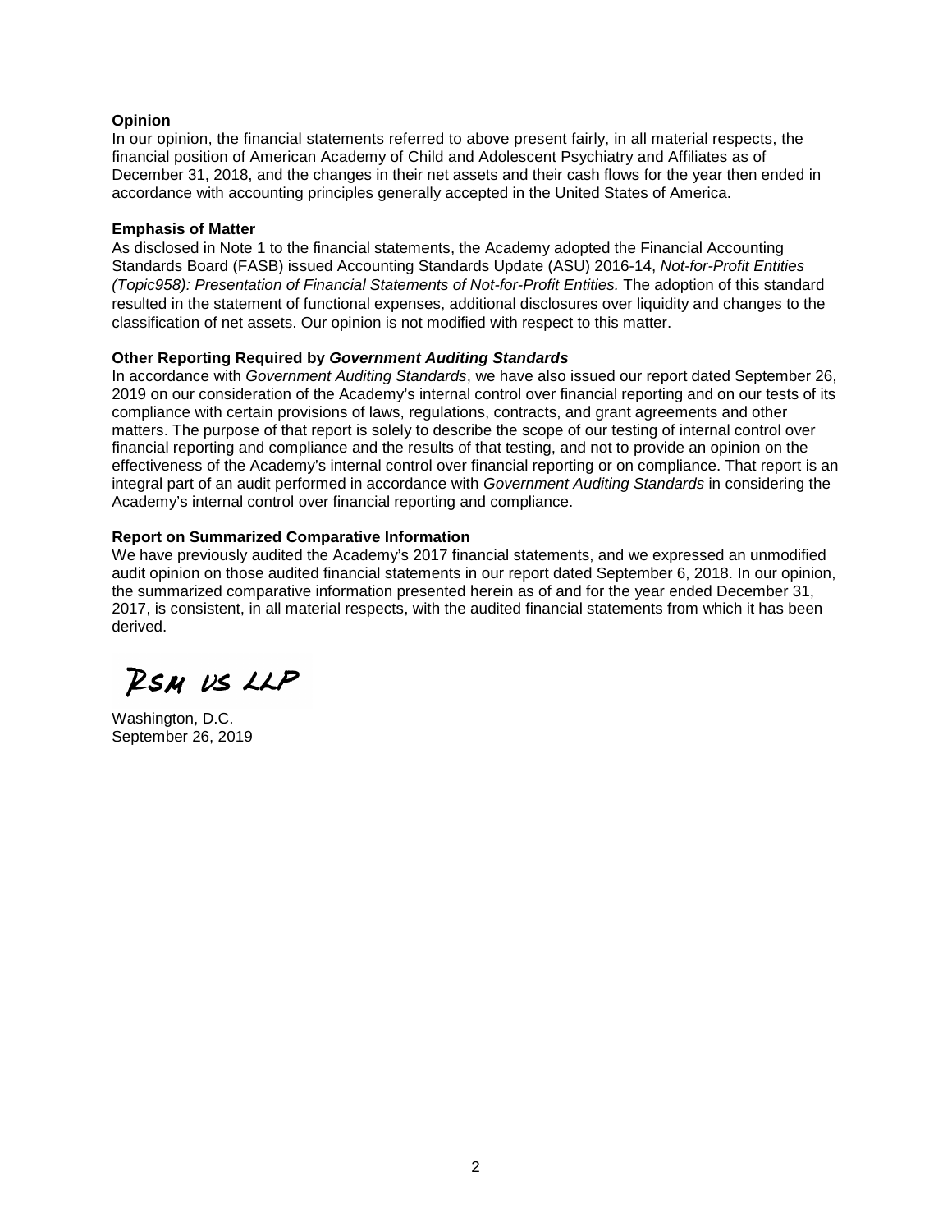**Opinion**

In our opinion, the financial statements referred to above present fairly, in all material respects, the financial position of American Academy of Child and Adolescent Psychiatry and Affiliates as of December 31, 2018, and the changes in their net assets and their cash flows for the year then ended in accordance with accounting principles generally accepted in the United States of America.

**Emphasis of Matter**

As disclosed in Note 1 to the financial statements, the Academy adopted the Financial Accounting Standards Board (FASB) issued Accounting Standards Update (ASU) 2016-14, *Not-for-Profit Entities (Topic958): Presentation of Financial Statements of Not-for-Profit Entities.* The adoption of this standard resulted in the statement of functional expenses, additional disclosures over liquidity and changes to the classification of net assets. Our opinion is not modified with respect to this matter.

**Other Reporting Required by *Government Auditing Standards***

In accordance with *Government Auditing Standards*, we have also issued our report dated September 26, 2019 on our consideration of the Academy's internal control over financial reporting and on our tests of its compliance with certain provisions of laws, regulations, contracts, and grant agreements and other matters. The purpose of that report is solely to describe the scope of our testing of internal control over financial reporting and compliance and the results of that testing, and not to provide an opinion on the effectiveness of the Academy's internal control over financial reporting or on compliance. That report is an integral part of an audit performed in accordance with *Government Auditing Standards* in considering the Academy's internal control over financial reporting and compliance.

**Report on Summarized Comparative Information**

We have previously audited the Academy's 2017 financial statements, and we expressed an unmodified audit opinion on those audited financial statements in our report dated September 6, 2018. In our opinion, the summarized comparative information presented herein as of and for the year ended December 31, 2017, is consistent, in all material respects, with the audited financial statements from which it has been derived.

RSM US LLP

Washington, D.C.
September 26, 2019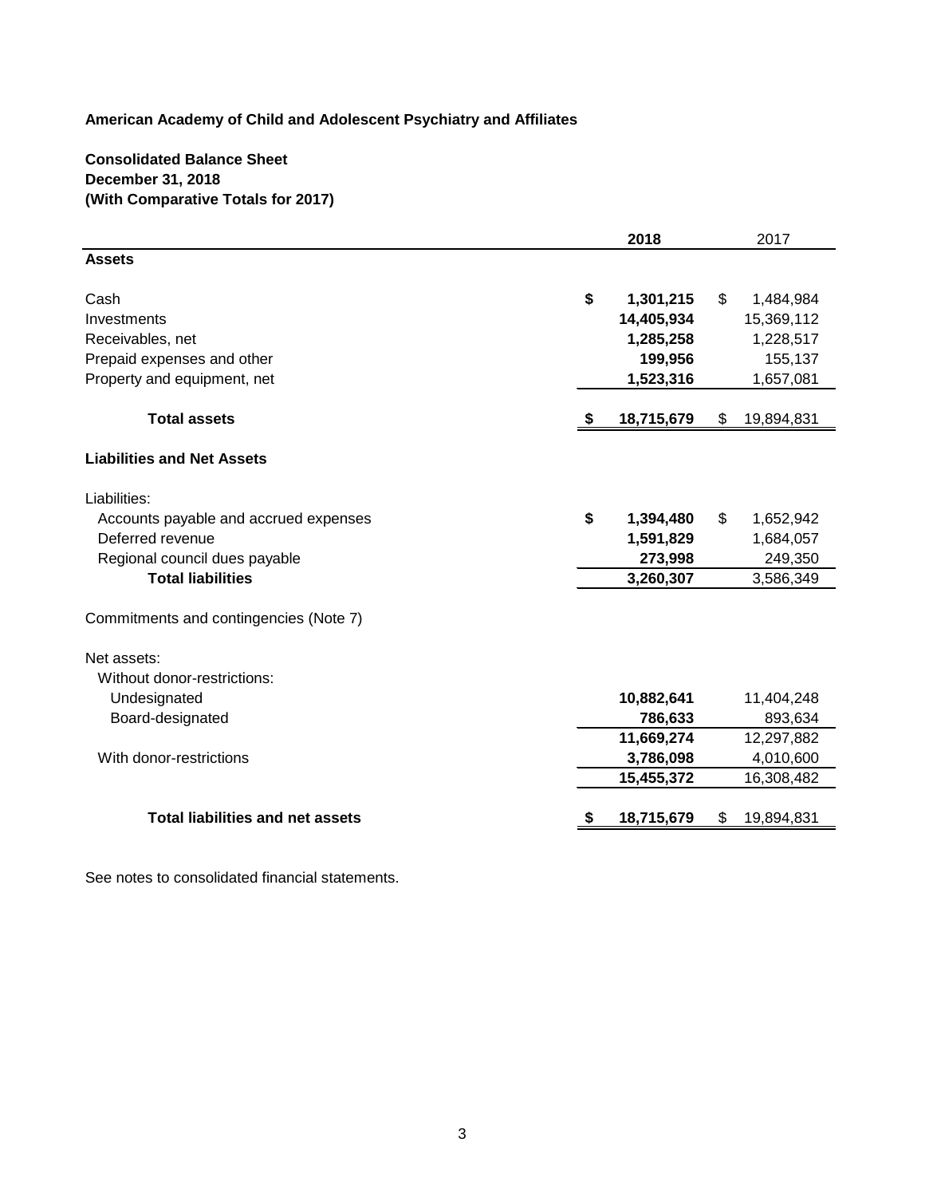**American Academy of Child and Adolescent Psychiatry and Affiliates**

**Consolidated Balance Sheet**
**December 31, 2018**
**(With Comparative Totals for 2017)**

| | 2018 | 2017 |
|---|---|---|
| **Assets** | | |
| Cash | **$ 1,301,215** | $ 1,484,984 |
| Investments | **14,405,934** | 15,369,112 |
| Receivables, net | **1,285,258** | 1,228,517 |
| Prepaid expenses and other | **199,956** | 155,137 |
| Property and equipment, net | **1,523,316** | 1,657,081 |
| **Total assets** | **$ 18,715,679** | $ 19,894,831 |
| **Liabilities and Net Assets** | | |
| Liabilities: | | |
| Accounts payable and accrued expenses | **$ 1,394,480** | $ 1,652,942 |
| Deferred revenue | **1,591,829** | 1,684,057 |
| Regional council dues payable | **273,998** | 249,350 |
| **Total liabilities** | **3,260,307** | 3,586,349 |
| Commitments and contingencies (Note 7) | | |
| Net assets: | | |
| Without donor-restrictions: | | |
| Undesignated | **10,882,641** | 11,404,248 |
| Board-designated | **786,633** | 893,634 |
| | **11,669,274** | 12,297,882 |
| With donor-restrictions | **3,786,098** | 4,010,600 |
| | **15,455,372** | 16,308,482 |
| **Total liabilities and net assets** | **$ 18,715,679** | $ 19,894,831 |

See notes to consolidated financial statements.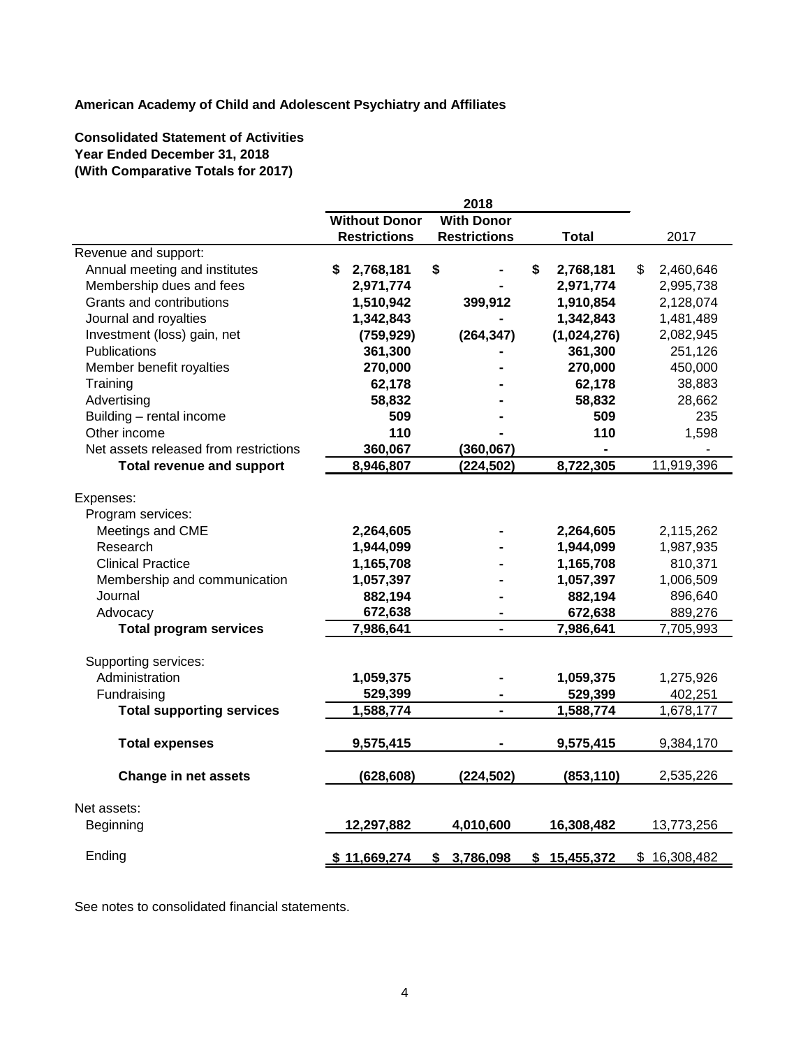**American Academy of Child and Adolescent Psychiatry and Affiliates**

**Consolidated Statement of Activities**
**Year Ended December 31, 2018**
**(With Comparative Totals for 2017)**

| | 2018 | | | |
|---|---|---|---|---|
| | **Without Donor Restrictions** | **With Donor Restrictions** | **Total** | 2017 |
| Revenue and support: | | | | |
| Annual meeting and institutes | **$ 2,768,181** | **$ -** | **$ 2,768,181** | $ 2,460,646 |
| Membership dues and fees | **2,971,774** | **-** | **2,971,774** | 2,995,738 |
| Grants and contributions | **1,510,942** | **399,912** | **1,910,854** | 2,128,074 |
| Journal and royalties | **1,342,843** | **-** | **1,342,843** | 1,481,489 |
| Investment (loss) gain, net | **(759,929)** | **(264,347)** | **(1,024,276)** | 2,082,945 |
| Publications | **361,300** | **-** | **361,300** | 251,126 |
| Member benefit royalties | **270,000** | **-** | **270,000** | 450,000 |
| Training | **62,178** | **-** | **62,178** | 38,883 |
| Advertising | **58,832** | **-** | **58,832** | 28,662 |
| Building – rental income | **509** | **-** | **509** | 235 |
| Other income | **110** | **-** | **110** | 1,598 |
| Net assets released from restrictions | **360,067** | **(360,067)** | **-** | - |
| **Total revenue and support** | **8,946,807** | **(224,502)** | **8,722,305** | 11,919,396 |
| Expenses: | | | | |
| Program services: | | | | |
| Meetings and CME | **2,264,605** | **-** | **2,264,605** | 2,115,262 |
| Research | **1,944,099** | **-** | **1,944,099** | 1,987,935 |
| Clinical Practice | **1,165,708** | **-** | **1,165,708** | 810,371 |
| Membership and communication | **1,057,397** | **-** | **1,057,397** | 1,006,509 |
| Journal | **882,194** | **-** | **882,194** | 896,640 |
| Advocacy | **672,638** | **-** | **672,638** | 889,276 |
| **Total program services** | **7,986,641** | **-** | **7,986,641** | 7,705,993 |
| Supporting services: | | | | |
| Administration | **1,059,375** | **-** | **1,059,375** | 1,275,926 |
| Fundraising | **529,399** | **-** | **529,399** | 402,251 |
| **Total supporting services** | **1,588,774** | **-** | **1,588,774** | 1,678,177 |
| **Total expenses** | **9,575,415** | **-** | **9,575,415** | 9,384,170 |
| **Change in net assets** | **(628,608)** | **(224,502)** | **(853,110)** | 2,535,226 |
| Net assets: | | | | |
| Beginning | **12,297,882** | **4,010,600** | **16,308,482** | 13,773,256 |
| Ending | **$ 11,669,274** | **$ 3,786,098** | **$ 15,455,372** | $ 16,308,482 |

See notes to consolidated financial statements.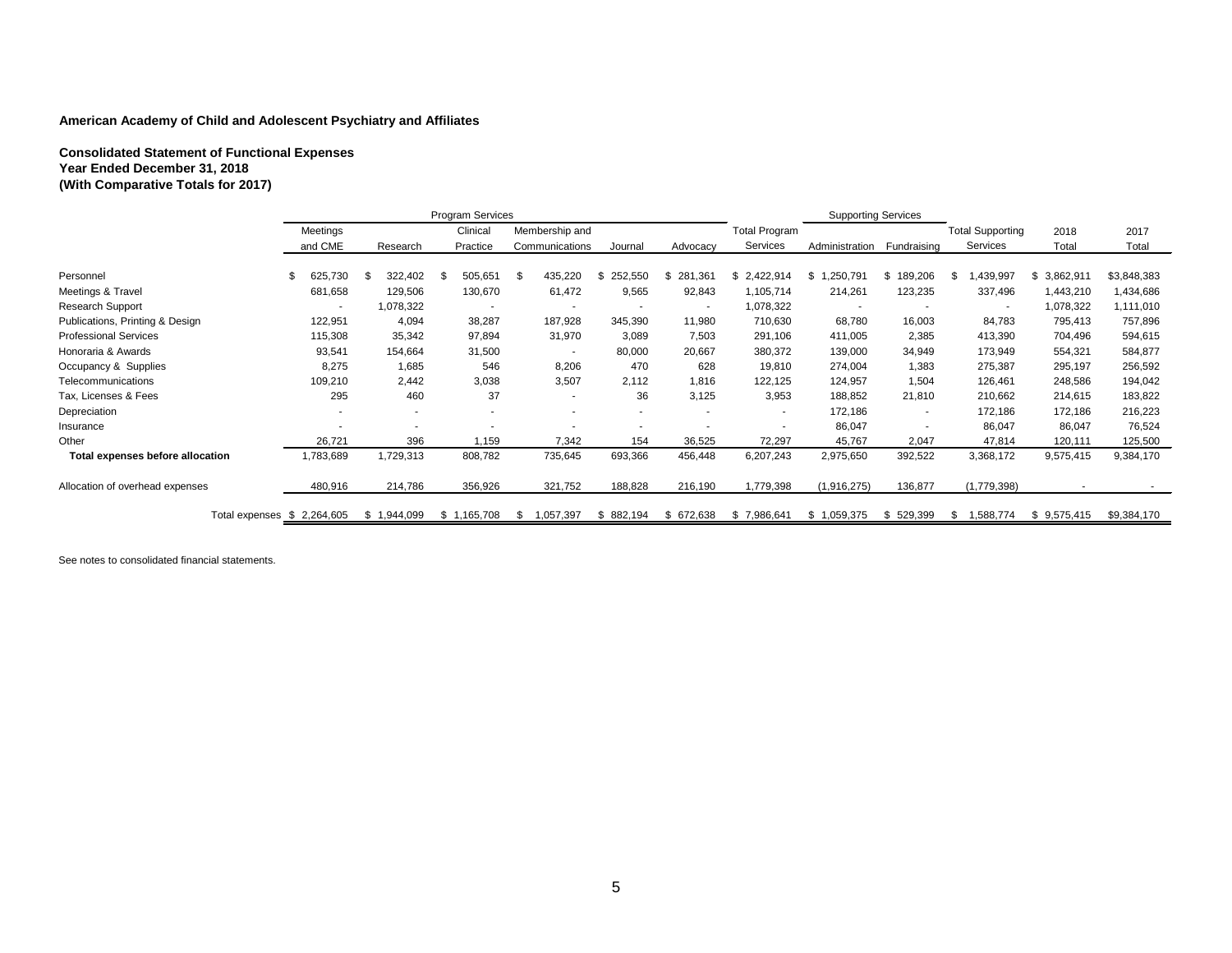**American Academy of Child and Adolescent Psychiatry and Affiliates**

**Consolidated Statement of Functional Expenses**
**Year Ended December 31, 2018**
**(With Comparative Totals for 2017)**

| | Program Services | | | | | | | Supporting Services | | | | |
|---|---|---|---|---|---|---|---|---|---|---|---|---|
| | Meetings and CME | Research | Clinical Practice | Membership and Communications | Journal | Advocacy | Total Program Services | Administration | Fundraising | Total Supporting Services | 2018 Total | 2017 Total |
| Personnel | $ 625,730 | $ 322,402 | $ 505,651 | $ 435,220 | $ 252,550 | $ 281,361 | $ 2,422,914 | $ 1,250,791 | $ 189,206 | $ 1,439,997 | $ 3,862,911 | $3,848,383 |
| Meetings & Travel | 681,658 | 129,506 | 130,670 | 61,472 | 9,565 | 92,843 | 1,105,714 | 214,261 | 123,235 | 337,496 | 1,443,210 | 1,434,686 |
| Research Support | - | 1,078,322 | - | - | - | - | 1,078,322 | - | - | - | 1,078,322 | 1,111,010 |
| Publications, Printing & Design | 122,951 | 4,094 | 38,287 | 187,928 | 345,390 | 11,980 | 710,630 | 68,780 | 16,003 | 84,783 | 795,413 | 757,896 |
| Professional Services | 115,308 | 35,342 | 97,894 | 31,970 | 3,089 | 7,503 | 291,106 | 411,005 | 2,385 | 413,390 | 704,496 | 594,615 |
| Honoraria & Awards | 93,541 | 154,664 | 31,500 | - | 80,000 | 20,667 | 380,372 | 139,000 | 34,949 | 173,949 | 554,321 | 584,877 |
| Occupancy & Supplies | 8,275 | 1,685 | 546 | 8,206 | 470 | 628 | 19,810 | 274,004 | 1,383 | 275,387 | 295,197 | 256,592 |
| Telecommunications | 109,210 | 2,442 | 3,038 | 3,507 | 2,112 | 1,816 | 122,125 | 124,957 | 1,504 | 126,461 | 248,586 | 194,042 |
| Tax, Licenses & Fees | 295 | 460 | 37 | - | 36 | 3,125 | 3,953 | 188,852 | 21,810 | 210,662 | 214,615 | 183,822 |
| Depreciation | - | - | - | - | - | - | - | 172,186 | - | 172,186 | 172,186 | 216,223 |
| Insurance | - | - | - | - | - | - | - | 86,047 | - | 86,047 | 86,047 | 76,524 |
| Other | 26,721 | 396 | 1,159 | 7,342 | 154 | 36,525 | 72,297 | 45,767 | 2,047 | 47,814 | 120,111 | 125,500 |
| **Total expenses before allocation** | 1,783,689 | 1,729,313 | 808,782 | 735,645 | 693,366 | 456,448 | 6,207,243 | 2,975,650 | 392,522 | 3,368,172 | 9,575,415 | 9,384,170 |
| Allocation of overhead expenses | 480,916 | 214,786 | 356,926 | 321,752 | 188,828 | 216,190 | 1,779,398 | (1,916,275) | 136,877 | (1,779,398) | - | - |
| Total expenses | $ 2,264,605 | $ 1,944,099 | $ 1,165,708 | $ 1,057,397 | $ 882,194 | $ 672,638 | $ 7,986,641 | $ 1,059,375 | $ 529,399 | $ 1,588,774 | $ 9,575,415 | $9,384,170 |

See notes to consolidated financial statements.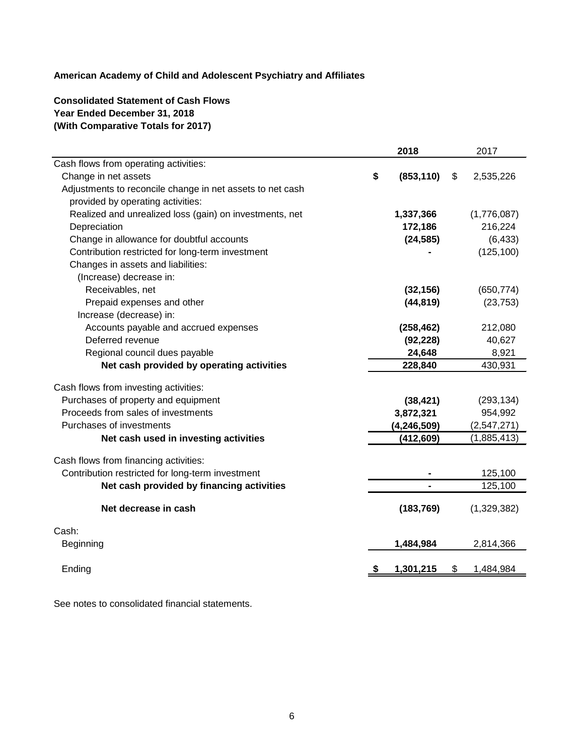**American Academy of Child and Adolescent Psychiatry and Affiliates**

**Consolidated Statement of Cash Flows**
**Year Ended December 31, 2018**
**(With Comparative Totals for 2017)**

| | 2018 | 2017 |
|---|---|---|
| Cash flows from operating activities: | | |
| Change in net assets | **$ (853,110)** | $ 2,535,226 |
| Adjustments to reconcile change in net assets to net cash provided by operating activities: | | |
| Realized and unrealized loss (gain) on investments, net | **1,337,366** | (1,776,087) |
| Depreciation | **172,186** | 216,224 |
| Change in allowance for doubtful accounts | **(24,585)** | (6,433) |
| Contribution restricted for long-term investment | **-** | (125,100) |
| Changes in assets and liabilities: | | |
| (Increase) decrease in: | | |
| Receivables, net | **(32,156)** | (650,774) |
| Prepaid expenses and other | **(44,819)** | (23,753) |
| Increase (decrease) in: | | |
| Accounts payable and accrued expenses | **(258,462)** | 212,080 |
| Deferred revenue | **(92,228)** | 40,627 |
| Regional council dues payable | **24,648** | 8,921 |
| **Net cash provided by operating activities** | **228,840** | 430,931 |
| Cash flows from investing activities: | | |
| Purchases of property and equipment | **(38,421)** | (293,134) |
| Proceeds from sales of investments | **3,872,321** | 954,992 |
| Purchases of investments | **(4,246,509)** | (2,547,271) |
| **Net cash used in investing activities** | **(412,609)** | (1,885,413) |
| Cash flows from financing activities: | | |
| Contribution restricted for long-term investment | **-** | 125,100 |
| **Net cash provided by financing activities** | **-** | 125,100 |
| **Net decrease in cash** | **(183,769)** | (1,329,382) |
| Cash: | | |
| Beginning | **1,484,984** | 2,814,366 |
| Ending | **$ 1,301,215** | $ 1,484,984 |

See notes to consolidated financial statements.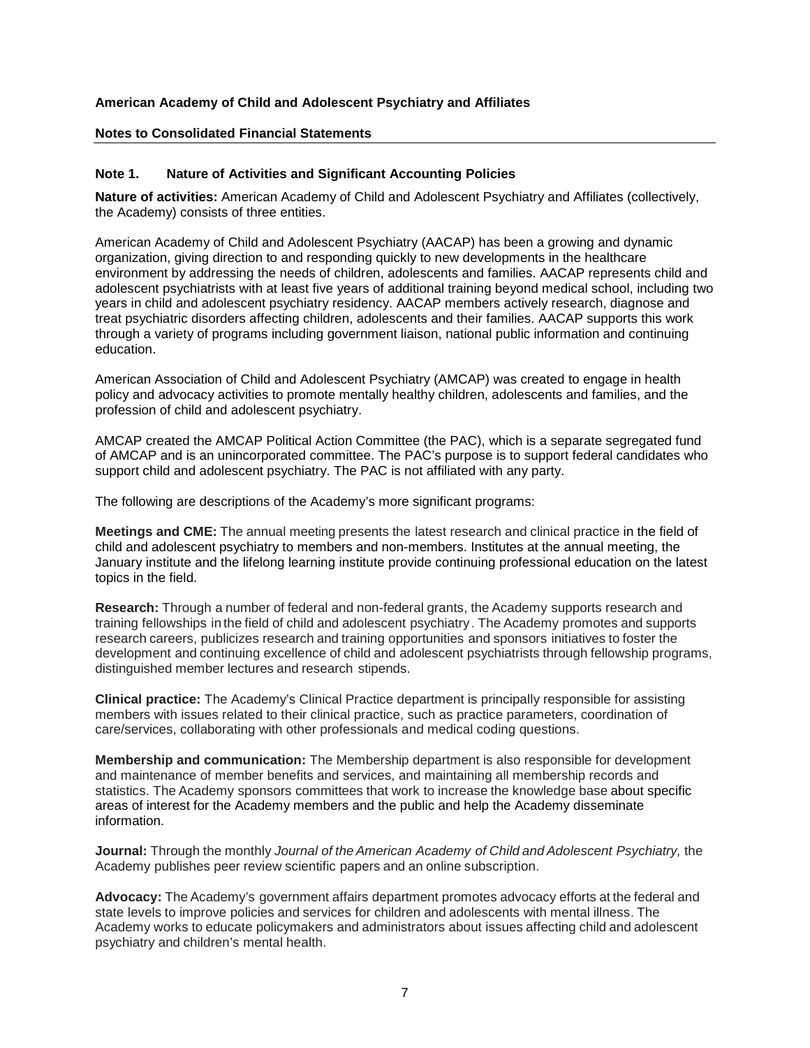**American Academy of Child and Adolescent Psychiatry and Affiliates**

**Notes to Consolidated Financial Statements**

## Note 1. Nature of Activities and Significant Accounting Policies

**Nature of activities:** American Academy of Child and Adolescent Psychiatry and Affiliates (collectively, the Academy) consists of three entities.

American Academy of Child and Adolescent Psychiatry (AACAP) has been a growing and dynamic organization, giving direction to and responding quickly to new developments in the healthcare environment by addressing the needs of children, adolescents and families. AACAP represents child and adolescent psychiatrists with at least five years of additional training beyond medical school, including two years in child and adolescent psychiatry residency. AACAP members actively research, diagnose and treat psychiatric disorders affecting children, adolescents and their families. AACAP supports this work through a variety of programs including government liaison, national public information and continuing education.

American Association of Child and Adolescent Psychiatry (AMCAP) was created to engage in health policy and advocacy activities to promote mentally healthy children, adolescents and families, and the profession of child and adolescent psychiatry.

AMCAP created the AMCAP Political Action Committee (the PAC), which is a separate segregated fund of AMCAP and is an unincorporated committee. The PAC's purpose is to support federal candidates who support child and adolescent psychiatry. The PAC is not affiliated with any party.

The following are descriptions of the Academy's more significant programs:

**Meetings and CME:** The annual meeting presents the latest research and clinical practice in the field of child and adolescent psychiatry to members and non-members. Institutes at the annual meeting, the January institute and the lifelong learning institute provide continuing professional education on the latest topics in the field.

**Research:** Through a number of federal and non-federal grants, the Academy supports research and training fellowships in the field of child and adolescent psychiatry. The Academy promotes and supports research careers, publicizes research and training opportunities and sponsors initiatives to foster the development and continuing excellence of child and adolescent psychiatrists through fellowship programs, distinguished member lectures and research stipends.

**Clinical practice:** The Academy's Clinical Practice department is principally responsible for assisting members with issues related to their clinical practice, such as practice parameters, coordination of care/services, collaborating with other professionals and medical coding questions.

**Membership and communication:** The Membership department is also responsible for development and maintenance of member benefits and services, and maintaining all membership records and statistics. The Academy sponsors committees that work to increase the knowledge base about specific areas of interest for the Academy members and the public and help the Academy disseminate information.

**Journal:** Through the monthly *Journal of the American Academy of Child and Adolescent Psychiatry,* the Academy publishes peer review scientific papers and an online subscription.

**Advocacy:** The Academy's government affairs department promotes advocacy efforts at the federal and state levels to improve policies and services for children and adolescents with mental illness. The Academy works to educate policymakers and administrators about issues affecting child and adolescent psychiatry and children's mental health.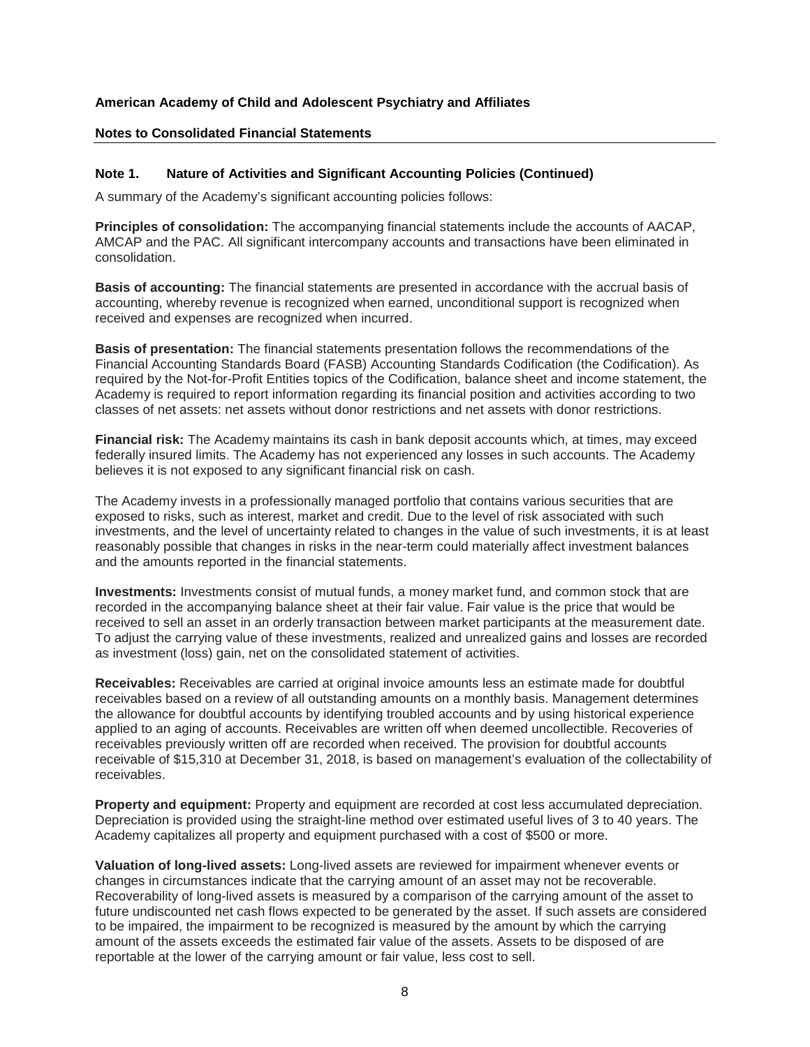**American Academy of Child and Adolescent Psychiatry and Affiliates**

**Notes to Consolidated Financial Statements**

## Note 1. Nature of Activities and Significant Accounting Policies (Continued)

A summary of the Academy's significant accounting policies follows:

**Principles of consolidation:** The accompanying financial statements include the accounts of AACAP, AMCAP and the PAC. All significant intercompany accounts and transactions have been eliminated in consolidation.

**Basis of accounting:** The financial statements are presented in accordance with the accrual basis of accounting, whereby revenue is recognized when earned, unconditional support is recognized when received and expenses are recognized when incurred.

**Basis of presentation:** The financial statements presentation follows the recommendations of the Financial Accounting Standards Board (FASB) Accounting Standards Codification (the Codification). As required by the Not-for-Profit Entities topics of the Codification, balance sheet and income statement, the Academy is required to report information regarding its financial position and activities according to two classes of net assets: net assets without donor restrictions and net assets with donor restrictions.

**Financial risk:** The Academy maintains its cash in bank deposit accounts which, at times, may exceed federally insured limits. The Academy has not experienced any losses in such accounts. The Academy believes it is not exposed to any significant financial risk on cash.

The Academy invests in a professionally managed portfolio that contains various securities that are exposed to risks, such as interest, market and credit. Due to the level of risk associated with such investments, and the level of uncertainty related to changes in the value of such investments, it is at least reasonably possible that changes in risks in the near-term could materially affect investment balances and the amounts reported in the financial statements.

**Investments:** Investments consist of mutual funds, a money market fund, and common stock that are recorded in the accompanying balance sheet at their fair value. Fair value is the price that would be received to sell an asset in an orderly transaction between market participants at the measurement date. To adjust the carrying value of these investments, realized and unrealized gains and losses are recorded as investment (loss) gain, net on the consolidated statement of activities.

**Receivables:** Receivables are carried at original invoice amounts less an estimate made for doubtful receivables based on a review of all outstanding amounts on a monthly basis. Management determines the allowance for doubtful accounts by identifying troubled accounts and by using historical experience applied to an aging of accounts. Receivables are written off when deemed uncollectible. Recoveries of receivables previously written off are recorded when received. The provision for doubtful accounts receivable of $15,310 at December 31, 2018, is based on management's evaluation of the collectability of receivables.

**Property and equipment:** Property and equipment are recorded at cost less accumulated depreciation. Depreciation is provided using the straight-line method over estimated useful lives of 3 to 40 years. The Academy capitalizes all property and equipment purchased with a cost of $500 or more.

**Valuation of long-lived assets:** Long-lived assets are reviewed for impairment whenever events or changes in circumstances indicate that the carrying amount of an asset may not be recoverable. Recoverability of long-lived assets is measured by a comparison of the carrying amount of the asset to future undiscounted net cash flows expected to be generated by the asset. If such assets are considered to be impaired, the impairment to be recognized is measured by the amount by which the carrying amount of the assets exceeds the estimated fair value of the assets. Assets to be disposed of are reportable at the lower of the carrying amount or fair value, less cost to sell.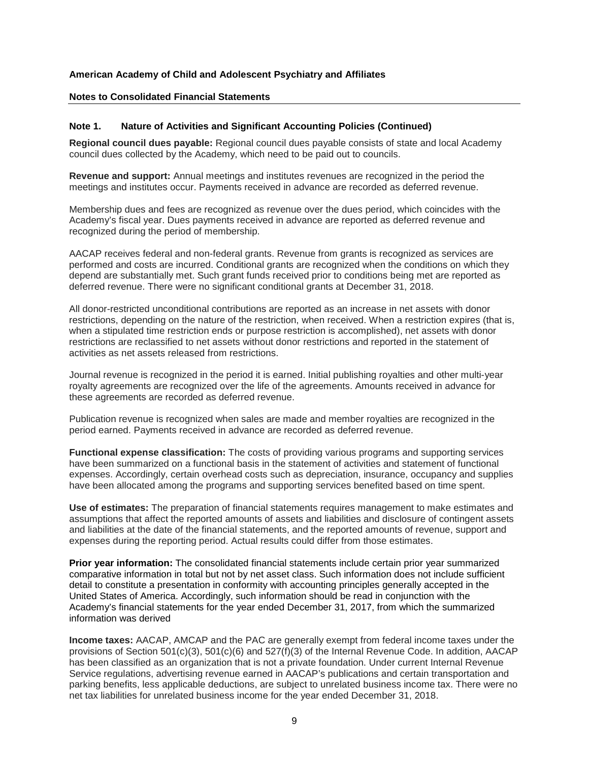**American Academy of Child and Adolescent Psychiatry and Affiliates**

**Notes to Consolidated Financial Statements**

**Note 1. Nature of Activities and Significant Accounting Policies (Continued)**

**Regional council dues payable:** Regional council dues payable consists of state and local Academy council dues collected by the Academy, which need to be paid out to councils.

**Revenue and support:** Annual meetings and institutes revenues are recognized in the period the meetings and institutes occur. Payments received in advance are recorded as deferred revenue.

Membership dues and fees are recognized as revenue over the dues period, which coincides with the Academy's fiscal year. Dues payments received in advance are reported as deferred revenue and recognized during the period of membership.

AACAP receives federal and non-federal grants. Revenue from grants is recognized as services are performed and costs are incurred. Conditional grants are recognized when the conditions on which they depend are substantially met. Such grant funds received prior to conditions being met are reported as deferred revenue. There were no significant conditional grants at December 31, 2018.

All donor-restricted unconditional contributions are reported as an increase in net assets with donor restrictions, depending on the nature of the restriction, when received. When a restriction expires (that is, when a stipulated time restriction ends or purpose restriction is accomplished), net assets with donor restrictions are reclassified to net assets without donor restrictions and reported in the statement of activities as net assets released from restrictions.

Journal revenue is recognized in the period it is earned. Initial publishing royalties and other multi-year royalty agreements are recognized over the life of the agreements. Amounts received in advance for these agreements are recorded as deferred revenue.

Publication revenue is recognized when sales are made and member royalties are recognized in the period earned. Payments received in advance are recorded as deferred revenue.

**Functional expense classification:** The costs of providing various programs and supporting services have been summarized on a functional basis in the statement of activities and statement of functional expenses. Accordingly, certain overhead costs such as depreciation, insurance, occupancy and supplies have been allocated among the programs and supporting services benefited based on time spent.

**Use of estimates:** The preparation of financial statements requires management to make estimates and assumptions that affect the reported amounts of assets and liabilities and disclosure of contingent assets and liabilities at the date of the financial statements, and the reported amounts of revenue, support and expenses during the reporting period. Actual results could differ from those estimates.

**Prior year information:** The consolidated financial statements include certain prior year summarized comparative information in total but not by net asset class. Such information does not include sufficient detail to constitute a presentation in conformity with accounting principles generally accepted in the United States of America. Accordingly, such information should be read in conjunction with the Academy's financial statements for the year ended December 31, 2017, from which the summarized information was derived

**Income taxes:** AACAP, AMCAP and the PAC are generally exempt from federal income taxes under the provisions of Section 501(c)(3), 501(c)(6) and 527(f)(3) of the Internal Revenue Code. In addition, AACAP has been classified as an organization that is not a private foundation. Under current Internal Revenue Service regulations, advertising revenue earned in AACAP's publications and certain transportation and parking benefits, less applicable deductions, are subject to unrelated business income tax. There were no net tax liabilities for unrelated business income for the year ended December 31, 2018.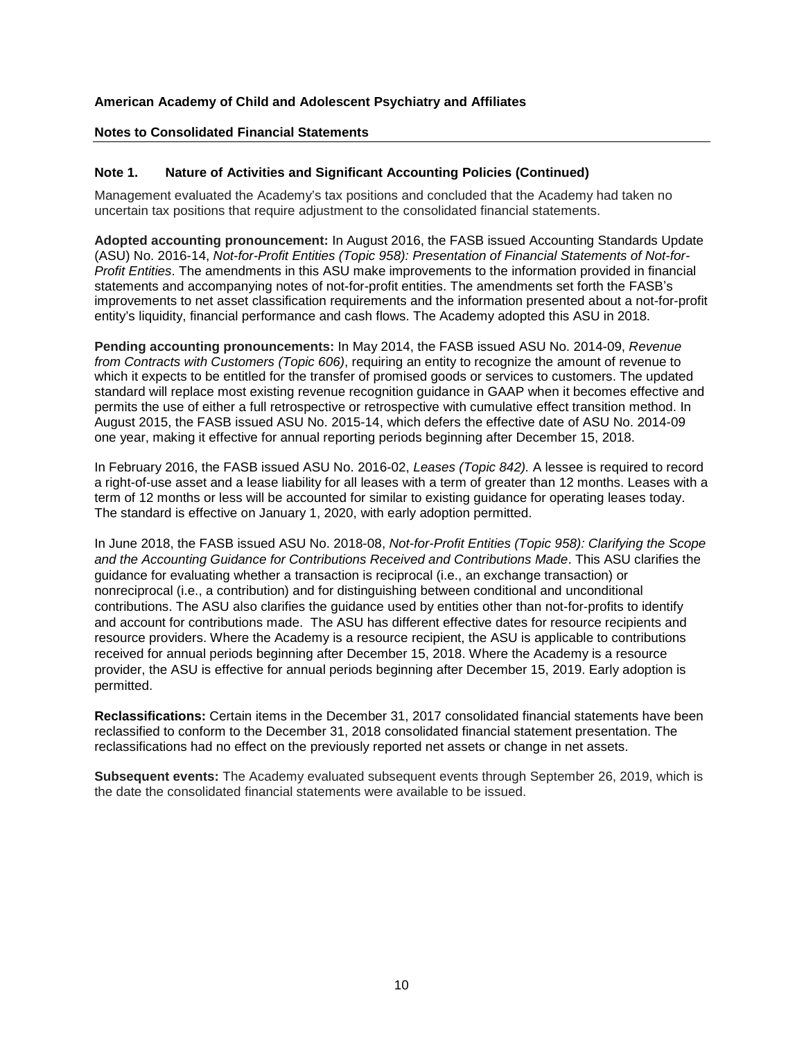**American Academy of Child and Adolescent Psychiatry and Affiliates**

**Notes to Consolidated Financial Statements**

## Note 1. Nature of Activities and Significant Accounting Policies (Continued)

Management evaluated the Academy's tax positions and concluded that the Academy had taken no uncertain tax positions that require adjustment to the consolidated financial statements.

**Adopted accounting pronouncement:** In August 2016, the FASB issued Accounting Standards Update (ASU) No. 2016-14, *Not-for-Profit Entities (Topic 958): Presentation of Financial Statements of Not-for-Profit Entities*. The amendments in this ASU make improvements to the information provided in financial statements and accompanying notes of not-for-profit entities. The amendments set forth the FASB's improvements to net asset classification requirements and the information presented about a not-for-profit entity's liquidity, financial performance and cash flows. The Academy adopted this ASU in 2018.

**Pending accounting pronouncements:** In May 2014, the FASB issued ASU No. 2014-09, *Revenue from Contracts with Customers (Topic 606)*, requiring an entity to recognize the amount of revenue to which it expects to be entitled for the transfer of promised goods or services to customers. The updated standard will replace most existing revenue recognition guidance in GAAP when it becomes effective and permits the use of either a full retrospective or retrospective with cumulative effect transition method. In August 2015, the FASB issued ASU No. 2015-14, which defers the effective date of ASU No. 2014-09 one year, making it effective for annual reporting periods beginning after December 15, 2018.

In February 2016, the FASB issued ASU No. 2016-02, *Leases (Topic 842).* A lessee is required to record a right-of-use asset and a lease liability for all leases with a term of greater than 12 months. Leases with a term of 12 months or less will be accounted for similar to existing guidance for operating leases today. The standard is effective on January 1, 2020, with early adoption permitted.

In June 2018, the FASB issued ASU No. 2018-08, *Not-for-Profit Entities (Topic 958): Clarifying the Scope and the Accounting Guidance for Contributions Received and Contributions Made*. This ASU clarifies the guidance for evaluating whether a transaction is reciprocal (i.e., an exchange transaction) or nonreciprocal (i.e., a contribution) and for distinguishing between conditional and unconditional contributions. The ASU also clarifies the guidance used by entities other than not-for-profits to identify and account for contributions made. The ASU has different effective dates for resource recipients and resource providers. Where the Academy is a resource recipient, the ASU is applicable to contributions received for annual periods beginning after December 15, 2018. Where the Academy is a resource provider, the ASU is effective for annual periods beginning after December 15, 2019. Early adoption is permitted.

**Reclassifications:** Certain items in the December 31, 2017 consolidated financial statements have been reclassified to conform to the December 31, 2018 consolidated financial statement presentation. The reclassifications had no effect on the previously reported net assets or change in net assets.

**Subsequent events:** The Academy evaluated subsequent events through September 26, 2019, which is the date the consolidated financial statements were available to be issued.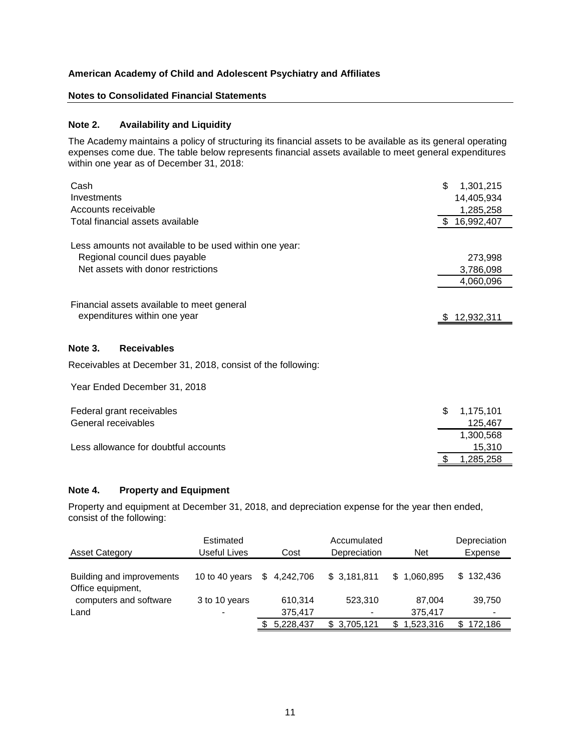**American Academy of Child and Adolescent Psychiatry and Affiliates**

**Notes to Consolidated Financial Statements**

### Note 2. Availability and Liquidity

The Academy maintains a policy of structuring its financial assets to be available as its general operating expenses come due. The table below represents financial assets available to meet general expenditures within one year as of December 31, 2018:

| | |
|---|---:|
| Cash | $ 1,301,215 |
| Investments | 14,405,934 |
| Accounts receivable | 1,285,258 |
| Total financial assets available | $ 16,992,407 |
| | |
| Less amounts not available to be used within one year: | |
| Regional council dues payable | 273,998 |
| Net assets with donor restrictions | 3,786,098 |
| | 4,060,096 |
| | |
| Financial assets available to meet general expenditures within one year | $ 12,932,311 |

### Note 3. Receivables

Receivables at December 31, 2018, consist of the following:

| Year Ended December 31, 2018 | |
|---|---:|
| Federal grant receivables | $ 1,175,101 |
| General receivables | 125,467 |
| | 1,300,568 |
| Less allowance for doubtful accounts | 15,310 |
| | $ 1,285,258 |

### Note 4. Property and Equipment

Property and equipment at December 31, 2018, and depreciation expense for the year then ended, consist of the following:

| Asset Category | Estimated Useful Lives | Cost | Accumulated Depreciation | Net | Depreciation Expense |
|---|---|---:|---:|---:|---:|
| Building and improvements | 10 to 40 years | $ 4,242,706 | $ 3,181,811 | $ 1,060,895 | $ 132,436 |
| Office equipment, computers and software | 3 to 10 years | 610,314 | 523,310 | 87,004 | 39,750 |
| Land | - | 375,417 | - | 375,417 | - |
| | | $ 5,228,437 | $ 3,705,121 | $ 1,523,316 | $ 172,186 |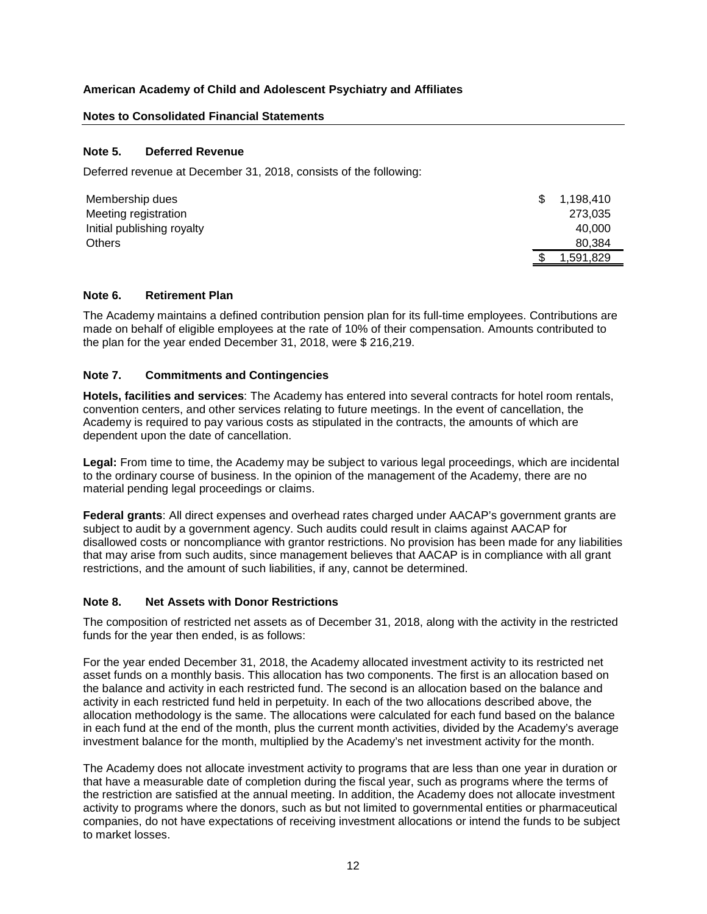**American Academy of Child and Adolescent Psychiatry and Affiliates**

**Notes to Consolidated Financial Statements**

### Note 5. Deferred Revenue

Deferred revenue at December 31, 2018, consists of the following:

| | |
|---|---|
| Membership dues | $ 1,198,410 |
| Meeting registration | 273,035 |
| Initial publishing royalty | 40,000 |
| Others | 80,384 |
| | $ 1,591,829 |

### Note 6. Retirement Plan

The Academy maintains a defined contribution pension plan for its full-time employees. Contributions are made on behalf of eligible employees at the rate of 10% of their compensation. Amounts contributed to the plan for the year ended December 31, 2018, were $ 216,219.

### Note 7. Commitments and Contingencies

**Hotels, facilities and services**: The Academy has entered into several contracts for hotel room rentals, convention centers, and other services relating to future meetings. In the event of cancellation, the Academy is required to pay various costs as stipulated in the contracts, the amounts of which are dependent upon the date of cancellation.

**Legal:** From time to time, the Academy may be subject to various legal proceedings, which are incidental to the ordinary course of business. In the opinion of the management of the Academy, there are no material pending legal proceedings or claims.

**Federal grants**: All direct expenses and overhead rates charged under AACAP's government grants are subject to audit by a government agency. Such audits could result in claims against AACAP for disallowed costs or noncompliance with grantor restrictions. No provision has been made for any liabilities that may arise from such audits, since management believes that AACAP is in compliance with all grant restrictions, and the amount of such liabilities, if any, cannot be determined.

### Note 8. Net Assets with Donor Restrictions

The composition of restricted net assets as of December 31, 2018, along with the activity in the restricted funds for the year then ended, is as follows:

For the year ended December 31, 2018, the Academy allocated investment activity to its restricted net asset funds on a monthly basis. This allocation has two components. The first is an allocation based on the balance and activity in each restricted fund. The second is an allocation based on the balance and activity in each restricted fund held in perpetuity. In each of the two allocations described above, the allocation methodology is the same. The allocations were calculated for each fund based on the balance in each fund at the end of the month, plus the current month activities, divided by the Academy's average investment balance for the month, multiplied by the Academy's net investment activity for the month.

The Academy does not allocate investment activity to programs that are less than one year in duration or that have a measurable date of completion during the fiscal year, such as programs where the terms of the restriction are satisfied at the annual meeting. In addition, the Academy does not allocate investment activity to programs where the donors, such as but not limited to governmental entities or pharmaceutical companies, do not have expectations of receiving investment allocations or intend the funds to be subject to market losses.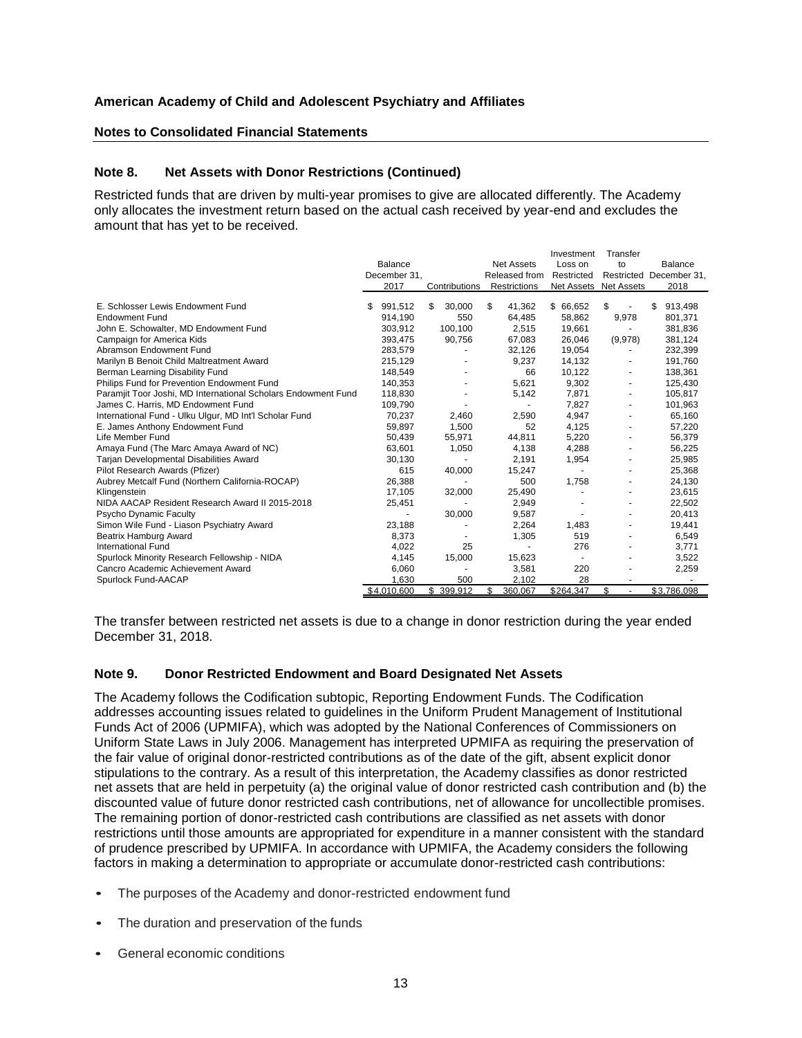**American Academy of Child and Adolescent Psychiatry and Affiliates**

**Notes to Consolidated Financial Statements**

### Note 8. Net Assets with Donor Restrictions (Continued)

Restricted funds that are driven by multi-year promises to give are allocated differently. The Academy only allocates the investment return based on the actual cash received by year-end and excludes the amount that has yet to be received.

| | Balance December 31, 2017 | Contributions | Net Assets Released from Restrictions | Investment Loss on Restricted Net Assets | Transfer to Restricted Net Assets | Balance December 31, 2018 |
|---|---|---|---|---|---|---|
| E. Schlosser Lewis Endowment Fund | $ 991,512 | $ 30,000 | $ 41,362 | $ 66,652 | $ - | $ 913,498 |
| Endowment Fund | 914,190 | 550 | 64,485 | 58,862 | 9,978 | 801,371 |
| John E. Schowalter, MD Endowment Fund | 303,912 | 100,100 | 2,515 | 19,661 | - | 381,836 |
| Campaign for America Kids | 393,475 | 90,756 | 67,083 | 26,046 | (9,978) | 381,124 |
| Abramson Endowment Fund | 283,579 | - | 32,126 | 19,054 | - | 232,399 |
| Marilyn B Benoit Child Maltreatment Award | 215,129 | - | 9,237 | 14,132 | - | 191,760 |
| Berman Learning Disability Fund | 148,549 | - | 66 | 10,122 | - | 138,361 |
| Philips Fund for Prevention Endowment Fund | 140,353 | - | 5,621 | 9,302 | - | 125,430 |
| Paramjit Toor Joshi, MD International Scholars Endowment Fund | 118,830 | - | 5,142 | 7,871 | - | 105,817 |
| James C. Harris, MD Endowment Fund | 109,790 | - | - | 7,827 | - | 101,963 |
| International Fund - Ulku Ulgur, MD Int'l Scholar Fund | 70,237 | 2,460 | 2,590 | 4,947 | - | 65,160 |
| E. James Anthony Endowment Fund | 59,897 | 1,500 | 52 | 4,125 | - | 57,220 |
| Life Member Fund | 50,439 | 55,971 | 44,811 | 5,220 | - | 56,379 |
| Amaya Fund (The Marc Amaya Award of NC) | 63,601 | 1,050 | 4,138 | 4,288 | - | 56,225 |
| Tarjan Developmental Disabilities Award | 30,130 | - | 2,191 | 1,954 | - | 25,985 |
| Pilot Research Awards (Pfizer) | 615 | 40,000 | 15,247 | - | - | 25,368 |
| Aubrey Metcalf Fund (Northern California-ROCAP) | 26,388 | - | 500 | 1,758 | - | 24,130 |
| Klingenstein | 17,105 | 32,000 | 25,490 | - | - | 23,615 |
| NIDA AACAP Resident Research Award II 2015-2018 | 25,451 | - | 2,949 | - | - | 22,502 |
| Psycho Dynamic Faculty | - | 30,000 | 9,587 | - | - | 20,413 |
| Simon Wile Fund - Liason Psychiatry Award | 23,188 | - | 2,264 | 1,483 | - | 19,441 |
| Beatrix Hamburg Award | 8,373 | - | 1,305 | 519 | - | 6,549 |
| International Fund | 4,022 | 25 | - | 276 | - | 3,771 |
| Spurlock Minority Research Fellowship - NIDA | 4,145 | 15,000 | 15,623 | - | - | 3,522 |
| Cancro Academic Achievement Award | 6,060 | - | 3,581 | 220 | - | 2,259 |
| Spurlock Fund-AACAP | 1,630 | 500 | 2,102 | 28 | - | - |
| | $4,010,600 | $ 399,912 | $ 360,067 | $264,347 | $ - | $3,786,098 |

The transfer between restricted net assets is due to a change in donor restriction during the year ended December 31, 2018.

### Note 9. Donor Restricted Endowment and Board Designated Net Assets

The Academy follows the Codification subtopic, Reporting Endowment Funds. The Codification addresses accounting issues related to guidelines in the Uniform Prudent Management of Institutional Funds Act of 2006 (UPMIFA), which was adopted by the National Conferences of Commissioners on Uniform State Laws in July 2006. Management has interpreted UPMIFA as requiring the preservation of the fair value of original donor-restricted contributions as of the date of the gift, absent explicit donor stipulations to the contrary. As a result of this interpretation, the Academy classifies as donor restricted net assets that are held in perpetuity (a) the original value of donor restricted cash contribution and (b) the discounted value of future donor restricted cash contributions, net of allowance for uncollectible promises. The remaining portion of donor-restricted cash contributions are classified as net assets with donor restrictions until those amounts are appropriated for expenditure in a manner consistent with the standard of prudence prescribed by UPMIFA. In accordance with UPMIFA, the Academy considers the following factors in making a determination to appropriate or accumulate donor-restricted cash contributions:

- The purposes of the Academy and donor-restricted endowment fund
- The duration and preservation of the funds
- General economic conditions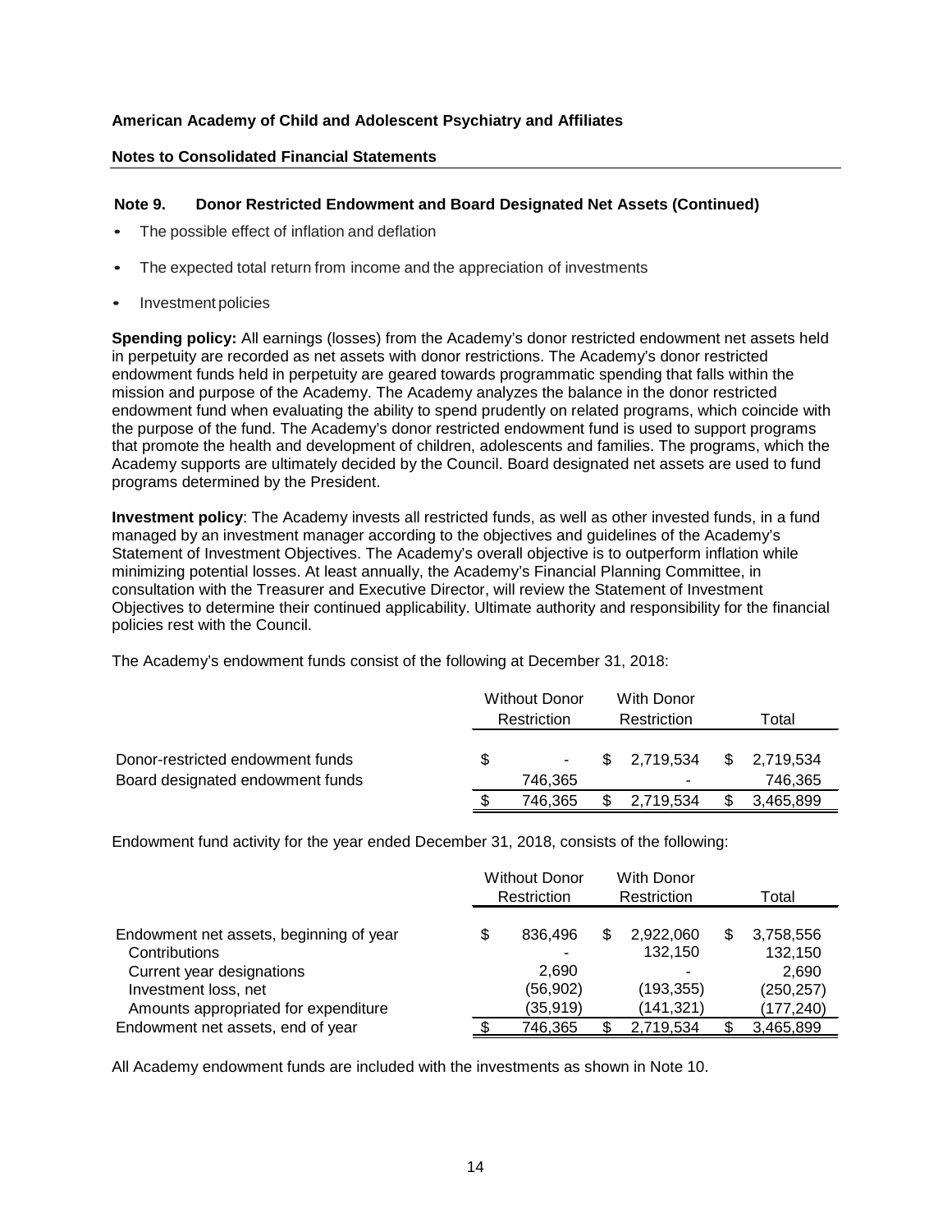**American Academy of Child and Adolescent Psychiatry and Affiliates**

**Notes to Consolidated Financial Statements**

### Note 9. Donor Restricted Endowment and Board Designated Net Assets (Continued)

- The possible effect of inflation and deflation
- The expected total return from income and the appreciation of investments
- Investment policies

**Spending policy:** All earnings (losses) from the Academy's donor restricted endowment net assets held in perpetuity are recorded as net assets with donor restrictions. The Academy's donor restricted endowment funds held in perpetuity are geared towards programmatic spending that falls within the mission and purpose of the Academy. The Academy analyzes the balance in the donor restricted endowment fund when evaluating the ability to spend prudently on related programs, which coincide with the purpose of the fund. The Academy's donor restricted endowment fund is used to support programs that promote the health and development of children, adolescents and families. The programs, which the Academy supports are ultimately decided by the Council. Board designated net assets are used to fund programs determined by the President.

**Investment policy**: The Academy invests all restricted funds, as well as other invested funds, in a fund managed by an investment manager according to the objectives and guidelines of the Academy's Statement of Investment Objectives. The Academy's overall objective is to outperform inflation while minimizing potential losses. At least annually, the Academy's Financial Planning Committee, in consultation with the Treasurer and Executive Director, will review the Statement of Investment Objectives to determine their continued applicability. Ultimate authority and responsibility for the financial policies rest with the Council.

The Academy's endowment funds consist of the following at December 31, 2018:

| | Without Donor Restriction | With Donor Restriction | Total |
|---|---|---|---|
| Donor-restricted endowment funds | $ - | $ 2,719,534 | $ 2,719,534 |
| Board designated endowment funds | 746,365 | - | 746,365 |
| | $ 746,365 | $ 2,719,534 | $ 3,465,899 |

Endowment fund activity for the year ended December 31, 2018, consists of the following:

| | Without Donor Restriction | With Donor Restriction | Total |
|---|---|---|---|
| Endowment net assets, beginning of year | $ 836,496 | $ 2,922,060 | $ 3,758,556 |
| Contributions | - | 132,150 | 132,150 |
| Current year designations | 2,690 | - | 2,690 |
| Investment loss, net | (56,902) | (193,355) | (250,257) |
| Amounts appropriated for expenditure | (35,919) | (141,321) | (177,240) |
| Endowment net assets, end of year | $ 746,365 | $ 2,719,534 | $ 3,465,899 |

All Academy endowment funds are included with the investments as shown in Note 10.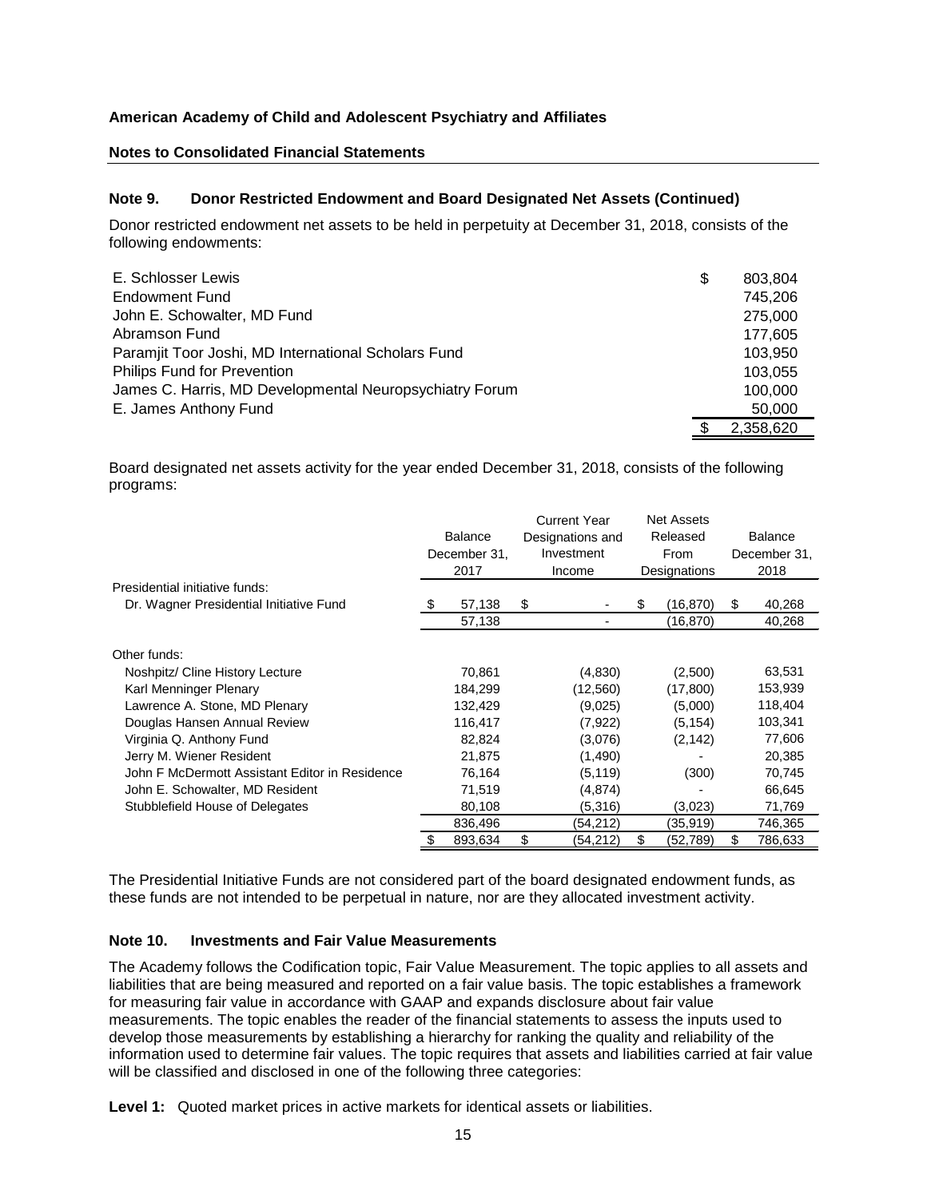**American Academy of Child and Adolescent Psychiatry and Affiliates**

**Notes to Consolidated Financial Statements**

### Note 9. Donor Restricted Endowment and Board Designated Net Assets (Continued)

Donor restricted endowment net assets to be held in perpetuity at December 31, 2018, consists of the following endowments:

| | |
|---|---|
| E. Schlosser Lewis | $ 803,804 |
| Endowment Fund | 745,206 |
| John E. Schowalter, MD Fund | 275,000 |
| Abramson Fund | 177,605 |
| Paramjit Toor Joshi, MD International Scholars Fund | 103,950 |
| Philips Fund for Prevention | 103,055 |
| James C. Harris, MD Developmental Neuropsychiatry Forum | 100,000 |
| E. James Anthony Fund | 50,000 |
| | $ 2,358,620 |

Board designated net assets activity for the year ended December 31, 2018, consists of the following programs:

| | Balance December 31, 2017 | Current Year Designations and Investment Income | Net Assets Released From Designations | Balance December 31, 2018 |
|---|---|---|---|---|
| Presidential initiative funds: | | | | |
| Dr. Wagner Presidential Initiative Fund | $ 57,138 | $ - | $ (16,870) | $ 40,268 |
| | 57,138 | - | (16,870) | 40,268 |
| Other funds: | | | | |
| Noshpitz/ Cline History Lecture | 70,861 | (4,830) | (2,500) | 63,531 |
| Karl Menninger Plenary | 184,299 | (12,560) | (17,800) | 153,939 |
| Lawrence A. Stone, MD Plenary | 132,429 | (9,025) | (5,000) | 118,404 |
| Douglas Hansen Annual Review | 116,417 | (7,922) | (5,154) | 103,341 |
| Virginia Q. Anthony Fund | 82,824 | (3,076) | (2,142) | 77,606 |
| Jerry M. Wiener Resident | 21,875 | (1,490) | - | 20,385 |
| John F McDermott Assistant Editor in Residence | 76,164 | (5,119) | (300) | 70,745 |
| John E. Schowalter, MD Resident | 71,519 | (4,874) | - | 66,645 |
| Stubblefield House of Delegates | 80,108 | (5,316) | (3,023) | 71,769 |
| | 836,496 | (54,212) | (35,919) | 746,365 |
| | $ 893,634 | $ (54,212) | $ (52,789) | $ 786,633 |

The Presidential Initiative Funds are not considered part of the board designated endowment funds, as these funds are not intended to be perpetual in nature, nor are they allocated investment activity.

### Note 10. Investments and Fair Value Measurements

The Academy follows the Codification topic, Fair Value Measurement. The topic applies to all assets and liabilities that are being measured and reported on a fair value basis. The topic establishes a framework for measuring fair value in accordance with GAAP and expands disclosure about fair value measurements. The topic enables the reader of the financial statements to assess the inputs used to develop those measurements by establishing a hierarchy for ranking the quality and reliability of the information used to determine fair values. The topic requires that assets and liabilities carried at fair value will be classified and disclosed in one of the following three categories:

**Level 1:** Quoted market prices in active markets for identical assets or liabilities.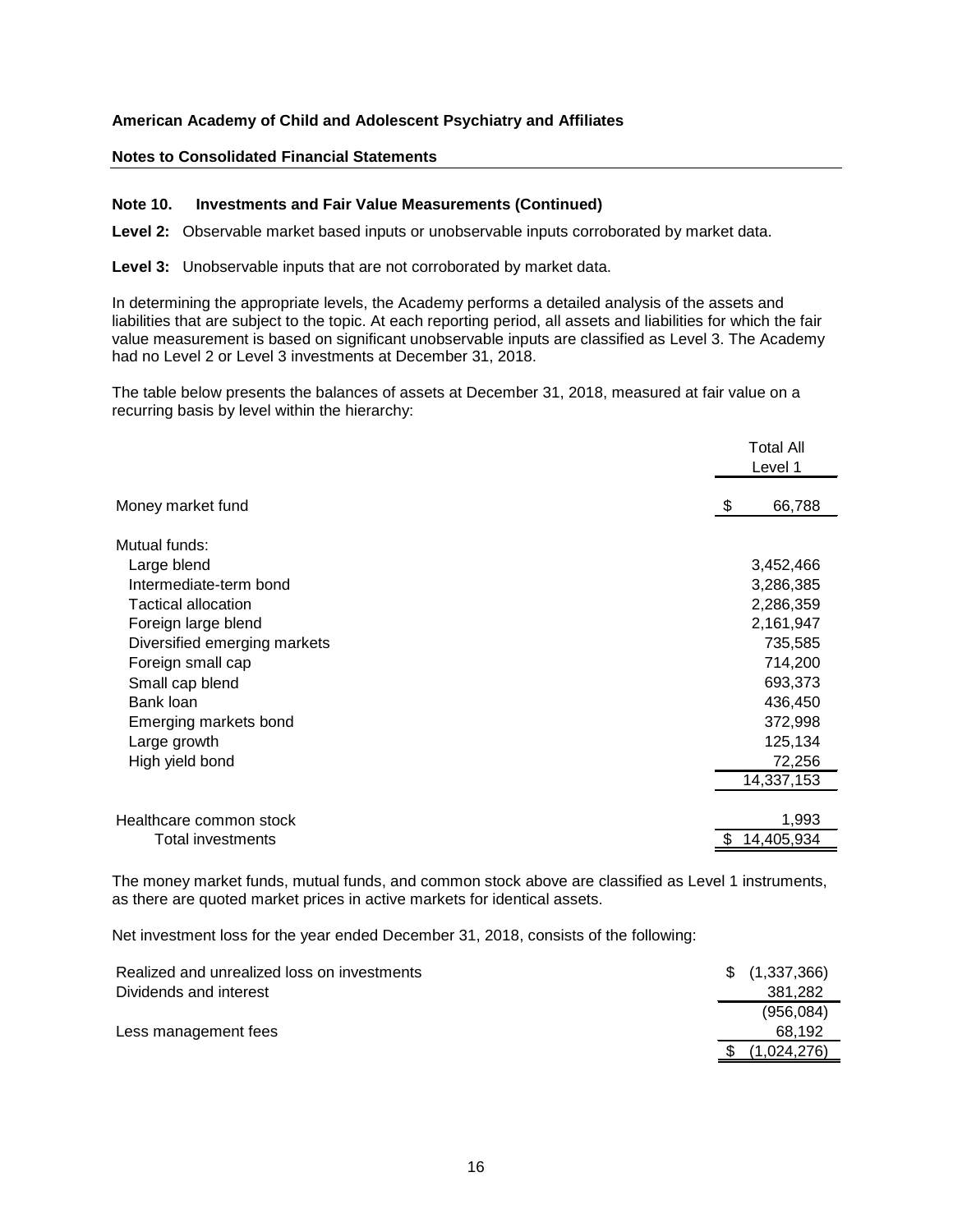**American Academy of Child and Adolescent Psychiatry and Affiliates**

**Notes to Consolidated Financial Statements**

### Note 10. Investments and Fair Value Measurements (Continued)

**Level 2:** Observable market based inputs or unobservable inputs corroborated by market data.

**Level 3:** Unobservable inputs that are not corroborated by market data.

In determining the appropriate levels, the Academy performs a detailed analysis of the assets and liabilities that are subject to the topic. At each reporting period, all assets and liabilities for which the fair value measurement is based on significant unobservable inputs are classified as Level 3. The Academy had no Level 2 or Level 3 investments at December 31, 2018.

The table below presents the balances of assets at December 31, 2018, measured at fair value on a recurring basis by level within the hierarchy:

| | Total All Level 1 |
|---|---|
| Money market fund | $ 66,788 |
| Mutual funds: | |
| Large blend | 3,452,466 |
| Intermediate-term bond | 3,286,385 |
| Tactical allocation | 2,286,359 |
| Foreign large blend | 2,161,947 |
| Diversified emerging markets | 735,585 |
| Foreign small cap | 714,200 |
| Small cap blend | 693,373 |
| Bank loan | 436,450 |
| Emerging markets bond | 372,998 |
| Large growth | 125,134 |
| High yield bond | 72,256 |
| | 14,337,153 |
| Healthcare common stock | 1,993 |
| Total investments | $ 14,405,934 |

The money market funds, mutual funds, and common stock above are classified as Level 1 instruments, as there are quoted market prices in active markets for identical assets.

Net investment loss for the year ended December 31, 2018, consists of the following:

| | |
|---|---|
| Realized and unrealized loss on investments | $ (1,337,366) |
| Dividends and interest | 381,282 |
| | (956,084) |
| Less management fees | 68,192 |
| | $ (1,024,276) |